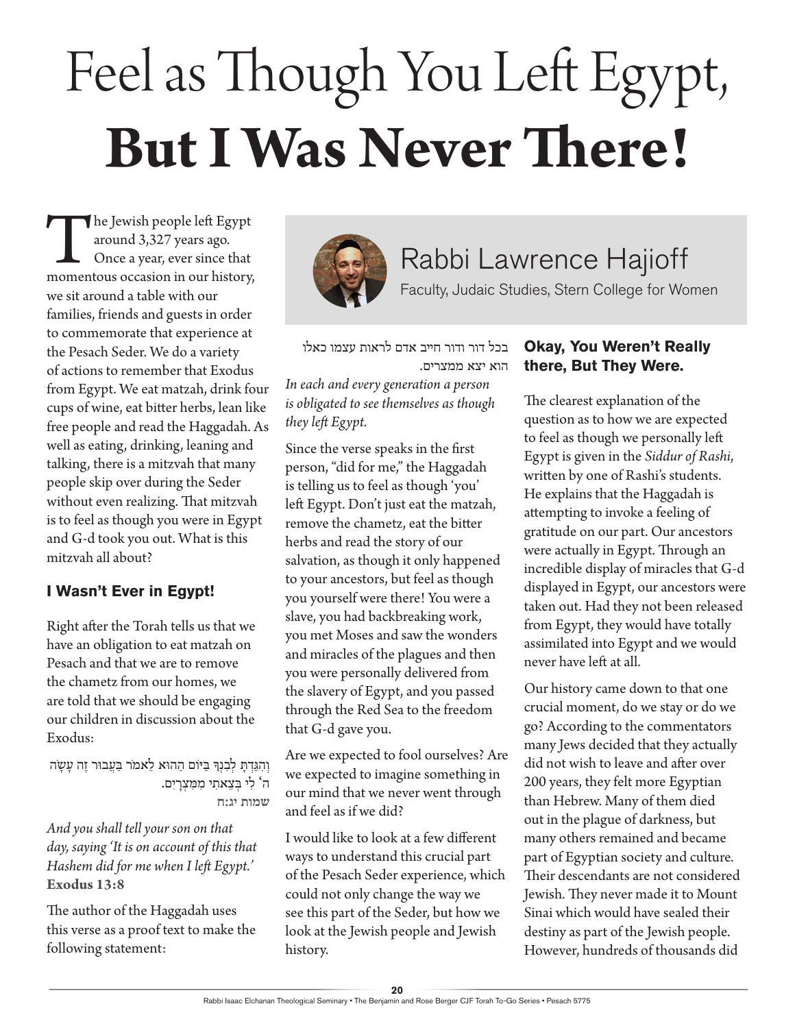# Feel as Though You Left Egypt, **But I Was Never There!**

## Rabbi Lawrence Hajioff

Faculty, Judaic Studies, Stern College for Women

The Jewish people left Egypt around 3,327 years ago. Once a year, ever since that momentous occasion in our history, we sit around a table with our families, friends and guests in order to commemorate that experience at the Pesach Seder. We do a variety of actions to remember that Exodus from Egypt. We eat matzah, drink four cups of wine, eat bitter herbs, lean like free people and read the Haggadah. As well as eating, drinking, leaning and talking, there is a mitzvah that many people skip over during the Seder without even realizing. That mitzvah is to feel as though you were in Egypt and G-d took you out. What is this mitzvah all about?

### I Wasn't Ever in Egypt!

Right after the Torah tells us that we have an obligation to eat matzah on Pesach and that we are to remove the chametz from our homes, we are told that we should be engaging our children in discussion about the Exodus:

וְהִגַּדְתָּ לְבִנְךָ בַּיּוֹם הַהוּא לֵאמֹר בַּעֲבוּר זֶה עָשָׂה ה' לִי בְּצֵאתִי מִמִּצְרָיִם.
**שמות יג:ח**

*And you shall tell your son on that day, saying 'It is on account of this that Hashem did for me when I left Egypt.'* **Exodus 13:8**

The author of the Haggadah uses this verse as a proof text to make the following statement:

בכל דור ודור חייב אדם לראות עצמו כאלו הוא יצא ממצרים.

*In each and every generation a person is obligated to see themselves as though they left Egypt.*

Since the verse speaks in the first person, "did for me," the Haggadah is telling us to feel as though 'you' left Egypt. Don't just eat the matzah, remove the chametz, eat the bitter herbs and read the story of our salvation, as though it only happened to your ancestors, but feel as though you yourself were there! You were a slave, you had backbreaking work, you met Moses and saw the wonders and miracles of the plagues and then you were personally delivered from the slavery of Egypt, and you passed through the Red Sea to the freedom that G-d gave you.

Are we expected to fool ourselves? Are we expected to imagine something in our mind that we never went through and feel as if we did?

I would like to look at a few different ways to understand this crucial part of the Pesach Seder experience, which could not only change the way we see this part of the Seder, but how we look at the Jewish people and Jewish history.

### Okay, You Weren't Really there, But They Were.

The clearest explanation of the question as to how we are expected to feel as though we personally left Egypt is given in the *Siddur of Rashi*, written by one of Rashi's students. He explains that the Haggadah is attempting to invoke a feeling of gratitude on our part. Our ancestors were actually in Egypt. Through an incredible display of miracles that G-d displayed in Egypt, our ancestors were taken out. Had they not been released from Egypt, they would have totally assimilated into Egypt and we would never have left at all.

Our history came down to that one crucial moment, do we stay or do we go? According to the commentators many Jews decided that they actually did not wish to leave and after over 200 years, they felt more Egyptian than Hebrew. Many of them died out in the plague of darkness, but many others remained and became part of Egyptian society and culture. Their descendants are not considered Jewish. They never made it to Mount Sinai which would have sealed their destiny as part of the Jewish people. However, hundreds of thousands did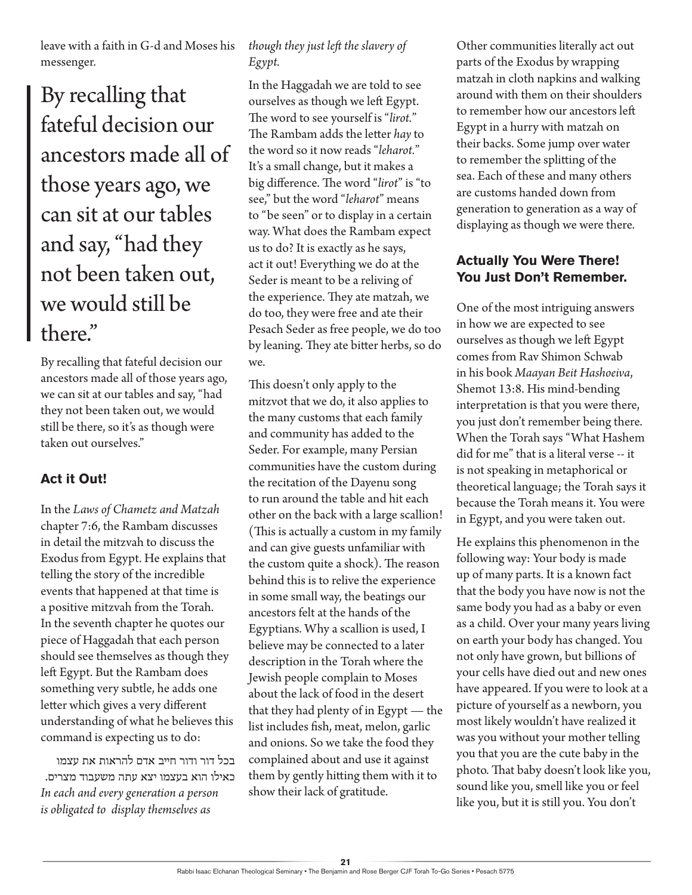leave with a faith in G-d and Moses his messenger.

> By recalling that fateful decision our ancestors made all of those years ago, we can sit at our tables and say, "had they not been taken out, we would still be there."

By recalling that fateful decision our ancestors made all of those years ago, we can sit at our tables and say, "had they not been taken out, we would still be there, so it's as though were taken out ourselves."

### Act it Out!

In the *Laws of Chametz and Matzah* chapter 7:6, the Rambam discusses in detail the mitzvah to discuss the Exodus from Egypt. He explains that telling the story of the incredible events that happened at that time is a positive mitzvah from the Torah. In the seventh chapter he quotes our piece of Haggadah that each person should see themselves as though they left Egypt. But the Rambam does something very subtle, he adds one letter which gives a very different understanding of what he believes this command is expecting us to do:

בכל דור ודור חייב אדם להראות את עצמו כאילו הוא בעצמו יצא עתה משעבוד מצרים.
*In each and every generation a person is obligated to display themselves as though they just left the slavery of Egypt.*

In the Haggadah we are told to see ourselves as though we left Egypt. The word to see yourself is "*lirot.*" The Rambam adds the letter *hay* to the word so it now reads "*leharot.*" It's a small change, but it makes a big difference. The word "*lirot*" is "to see," but the word "*leharot*" means to "be seen" or to display in a certain way. What does the Rambam expect us to do? It is exactly as he says, act it out! Everything we do at the Seder is meant to be a reliving of the experience. They ate matzah, we do too, they were free and ate their Pesach Seder as free people, we do too by leaning. They ate bitter herbs, so do we.

This doesn't only apply to the mitzvot that we do, it also applies to the many customs that each family and community has added to the Seder. For example, many Persian communities have the custom during the recitation of the Dayenu song to run around the table and hit each other on the back with a large scallion! (This is actually a custom in my family and can give guests unfamiliar with the custom quite a shock). The reason behind this is to relive the experience in some small way, the beatings our ancestors felt at the hands of the Egyptians. Why a scallion is used, I believe may be connected to a later description in the Torah where the Jewish people complain to Moses about the lack of food in the desert that they had plenty of in Egypt — the list includes fish, meat, melon, garlic and onions. So we take the food they complained about and use it against them by gently hitting them with it to show their lack of gratitude.

Other communities literally act out parts of the Exodus by wrapping matzah in cloth napkins and walking around with them on their shoulders to remember how our ancestors left Egypt in a hurry with matzah on their backs. Some jump over water to remember the splitting of the sea. Each of these and many others are customs handed down from generation to generation as a way of displaying as though we were there.

### Actually You Were There! You Just Don't Remember.

One of the most intriguing answers in how we are expected to see ourselves as though we left Egypt comes from Rav Shimon Schwab in his book *Maayan Beit Hashoeiva*, Shemot 13:8. His mind-bending interpretation is that you were there, you just don't remember being there. When the Torah says "What Hashem did for me" that is a literal verse -- it is not speaking in metaphorical or theoretical language; the Torah says it because the Torah means it. You were in Egypt, and you were taken out.

He explains this phenomenon in the following way: Your body is made up of many parts. It is a known fact that the body you have now is not the same body you had as a baby or even as a child. Over your many years living on earth your body has changed. You not only have grown, but billions of your cells have died out and new ones have appeared. If you were to look at a picture of yourself as a newborn, you most likely wouldn't have realized it was you without your mother telling you that you are the cute baby in the photo. That baby doesn't look like you, sound like you, smell like you or feel like you, but it is still you. You don't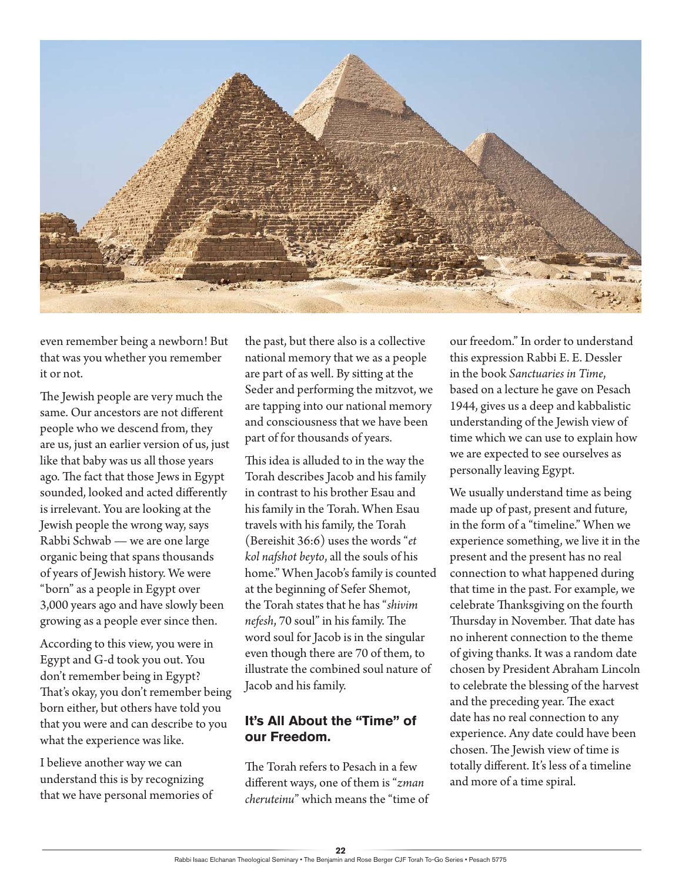even remember being a newborn! But that was you whether you remember it or not.

The Jewish people are very much the same. Our ancestors are not different people who we descend from, they are us, just an earlier version of us, just like that baby was us all those years ago. The fact that those Jews in Egypt sounded, looked and acted differently is irrelevant. You are looking at the Jewish people the wrong way, says Rabbi Schwab — we are one large organic being that spans thousands of years of Jewish history. We were "born" as a people in Egypt over 3,000 years ago and have slowly been growing as a people ever since then.

According to this view, you were in Egypt and G-d took you out. You don't remember being in Egypt? That's okay, you don't remember being born either, but others have told you that you were and can describe to you what the experience was like.

I believe another way we can understand this is by recognizing that we have personal memories of the past, but there also is a collective national memory that we as a people are part of as well. By sitting at the Seder and performing the mitzvot, we are tapping into our national memory and consciousness that we have been part of for thousands of years.

This idea is alluded to in the way the Torah describes Jacob and his family in contrast to his brother Esau and his family in the Torah. When Esau travels with his family, the Torah (Bereishit 36:6) uses the words "*et kol nafshot beyto*, all the souls of his home." When Jacob's family is counted at the beginning of Sefer Shemot, the Torah states that he has "*shivim nefesh*, 70 soul" in his family. The word soul for Jacob is in the singular even though there are 70 of them, to illustrate the combined soul nature of Jacob and his family.

## It's All About the "Time" of our Freedom.

The Torah refers to Pesach in a few different ways, one of them is "*zman cheruteinu*" which means the "time of our freedom." In order to understand this expression Rabbi E. E. Dessler in the book *Sanctuaries in Time*, based on a lecture he gave on Pesach 1944, gives us a deep and kabbalistic understanding of the Jewish view of time which we can use to explain how we are expected to see ourselves as personally leaving Egypt.

We usually understand time as being made up of past, present and future, in the form of a "timeline." When we experience something, we live it in the present and the present has no real connection to what happened during that time in the past. For example, we celebrate Thanksgiving on the fourth Thursday in November. That date has no inherent connection to the theme of giving thanks. It was a random date chosen by President Abraham Lincoln to celebrate the blessing of the harvest and the preceding year. The exact date has no real connection to any experience. Any date could have been chosen. The Jewish view of time is totally different. It's less of a timeline and more of a time spiral.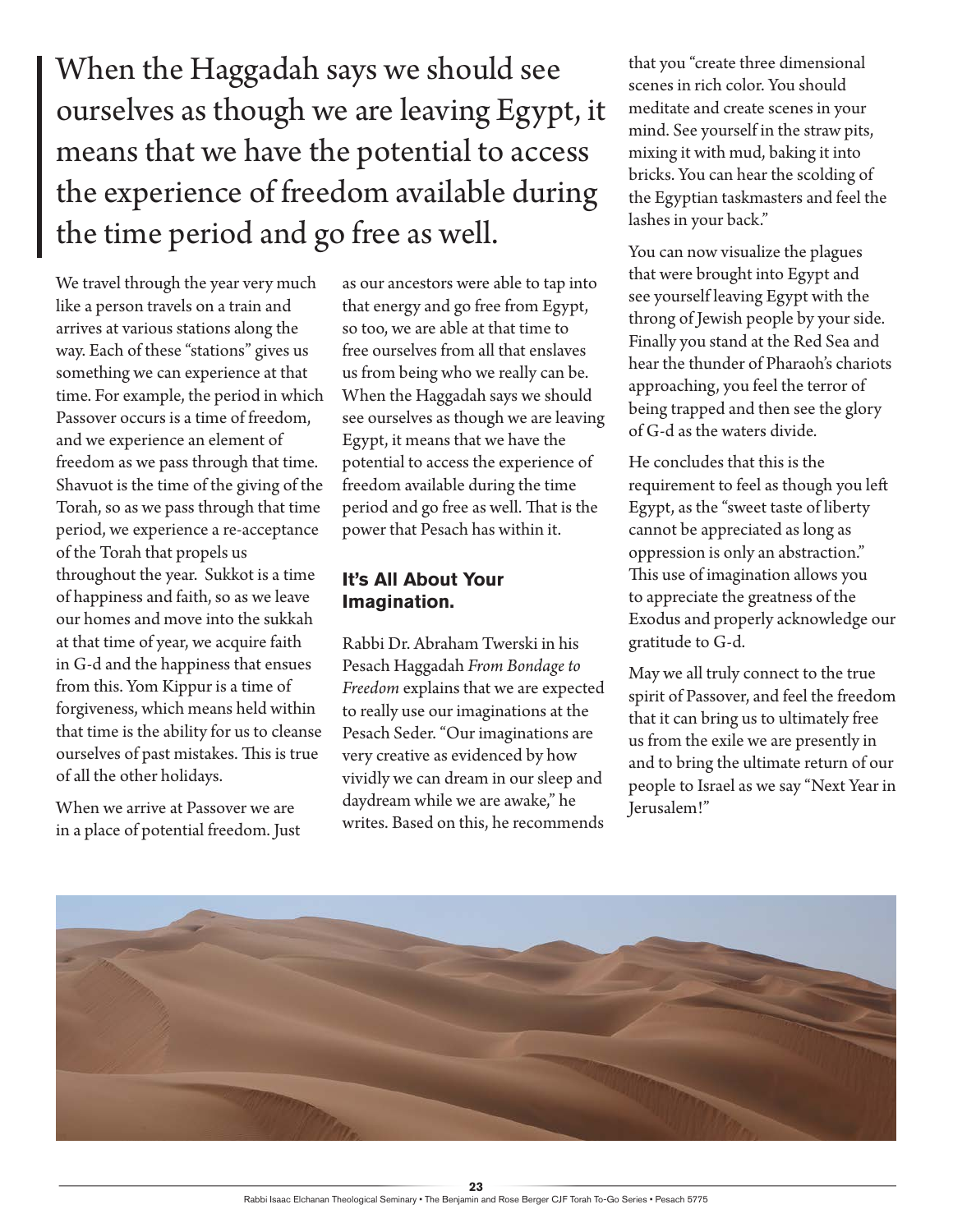> When the Haggadah says we should see ourselves as though we are leaving Egypt, it means that we have the potential to access the experience of freedom available during the time period and go free as well.

We travel through the year very much like a person travels on a train and arrives at various stations along the way. Each of these "stations" gives us something we can experience at that time. For example, the period in which Passover occurs is a time of freedom, and we experience an element of freedom as we pass through that time. Shavuot is the time of the giving of the Torah, so as we pass through that time period, we experience a re-acceptance of the Torah that propels us throughout the year. Sukkot is a time of happiness and faith, so as we leave our homes and move into the sukkah at that time of year, we acquire faith in G-d and the happiness that ensues from this. Yom Kippur is a time of forgiveness, which means held within that time is the ability for us to cleanse ourselves of past mistakes. This is true of all the other holidays.

When we arrive at Passover we are in a place of potential freedom. Just as our ancestors were able to tap into that energy and go free from Egypt, so too, we are able at that time to free ourselves from all that enslaves us from being who we really can be. When the Haggadah says we should see ourselves as though we are leaving Egypt, it means that we have the potential to access the experience of freedom available during the time period and go free as well. That is the power that Pesach has within it.

### It's All About Your Imagination.

Rabbi Dr. Abraham Twerski in his Pesach Haggadah *From Bondage to Freedom* explains that we are expected to really use our imaginations at the Pesach Seder. "Our imaginations are very creative as evidenced by how vividly we can dream in our sleep and daydream while we are awake," he writes. Based on this, he recommends that you "create three dimensional scenes in rich color. You should meditate and create scenes in your mind. See yourself in the straw pits, mixing it with mud, baking it into bricks. You can hear the scolding of the Egyptian taskmasters and feel the lashes in your back."

You can now visualize the plagues that were brought into Egypt and see yourself leaving Egypt with the throng of Jewish people by your side. Finally you stand at the Red Sea and hear the thunder of Pharaoh's chariots approaching, you feel the terror of being trapped and then see the glory of G-d as the waters divide.

He concludes that this is the requirement to feel as though you left Egypt, as the "sweet taste of liberty cannot be appreciated as long as oppression is only an abstraction." This use of imagination allows you to appreciate the greatness of the Exodus and properly acknowledge our gratitude to G-d.

May we all truly connect to the true spirit of Passover, and feel the freedom that it can bring us to ultimately free us from the exile we are presently in and to bring the ultimate return of our people to Israel as we say "Next Year in Jerusalem!"